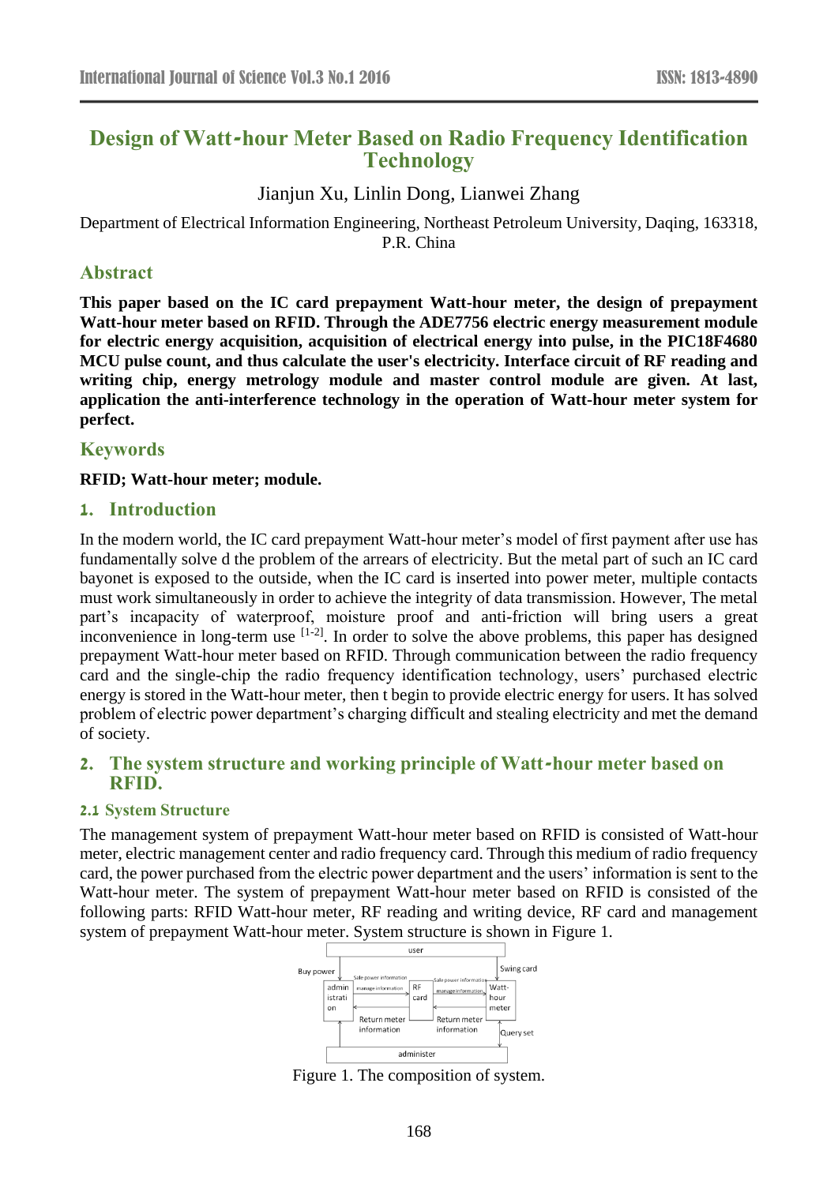# Design of Watt-hour Meter Based on Radio Frequency Identification Technology

Jianjun Xu, Linlin Dong, Lianwei Zhang

Department of Electrical Information Engineering, Northeast Petroleum University, Daqing, 163318, P.R. China

## Abstract

**This paper based on the IC card prepayment Watt-hour meter, the design of prepayment Watt-hour meter based on RFID. Through the ADE7756 electric energy measurement module for electric energy acquisition, acquisition of electrical energy into pulse, in the PIC18F4680 MCU pulse count, and thus calculate the user's electricity. Interface circuit of RF reading and writing chip, energy metrology module and master control module are given. At last, application the anti-interference technology in the operation of Watt-hour meter system for perfect.**

## Keywords

**RFID; Watt-hour meter; module.**

## 1. Introduction

In the modern world, the IC card prepayment Watt-hour meter's model of first payment after use has fundamentally solve d the problem of the arrears of electricity. But the metal part of such an IC card bayonet is exposed to the outside, when the IC card is inserted into power meter, multiple contacts must work simultaneously in order to achieve the integrity of data transmission. However, The metal part's incapacity of waterproof, moisture proof and anti-friction will bring users a great inconvenience in long-term use [1-2]. In order to solve the above problems, this paper has designed prepayment Watt-hour meter based on RFID. Through communication between the radio frequency card and the single-chip the radio frequency identification technology, users' purchased electric energy is stored in the Watt-hour meter, then t begin to provide electric energy for users. It has solved problem of electric power department's charging difficult and stealing electricity and met the demand of society.

## 2. The system structure and working principle of Watt-hour meter based on RFID.

### 2.1 System Structure

The management system of prepayment Watt-hour meter based on RFID is consisted of Watt-hour meter, electric management center and radio frequency card. Through this medium of radio frequency card, the power purchased from the electric power department and the users' information is sent to the Watt-hour meter. The system of prepayment Watt-hour meter based on RFID is consisted of the following parts: RFID Watt-hour meter, RF reading and writing device, RF card and management system of prepayment Watt-hour meter. System structure is shown in Figure 1.

Figure 1. The composition of system.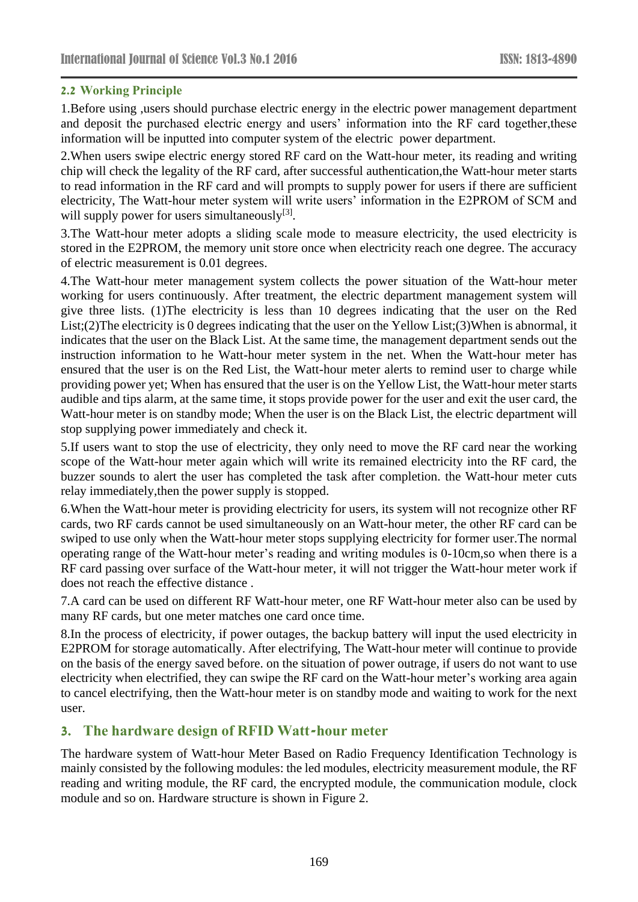### 2.2 Working Principle

1.Before using ,users should purchase electric energy in the electric power management department and deposit the purchased electric energy and users' information into the RF card together,these information will be inputted into computer system of the electric power department.

2.When users swipe electric energy stored RF card on the Watt-hour meter, its reading and writing chip will check the legality of the RF card, after successful authentication,the Watt-hour meter starts to read information in the RF card and will prompts to supply power for users if there are sufficient electricity, The Watt-hour meter system will write users' information in the E2PROM of SCM and will supply power for users simultaneously[3].

3.The Watt-hour meter adopts a sliding scale mode to measure electricity, the used electricity is stored in the E2PROM, the memory unit store once when electricity reach one degree. The accuracy of electric measurement is 0.01 degrees.

4.The Watt-hour meter management system collects the power situation of the Watt-hour meter working for users continuously. After treatment, the electric department management system will give three lists. (1)The electricity is less than 10 degrees indicating that the user on the Red List;(2)The electricity is 0 degrees indicating that the user on the Yellow List;(3)When is abnormal, it indicates that the user on the Black List. At the same time, the management department sends out the instruction information to he Watt-hour meter system in the net. When the Watt-hour meter has ensured that the user is on the Red List, the Watt-hour meter alerts to remind user to charge while providing power yet; When has ensured that the user is on the Yellow List, the Watt-hour meter starts audible and tips alarm, at the same time, it stops provide power for the user and exit the user card, the Watt-hour meter is on standby mode; When the user is on the Black List, the electric department will stop supplying power immediately and check it.

5.If users want to stop the use of electricity, they only need to move the RF card near the working scope of the Watt-hour meter again which will write its remained electricity into the RF card, the buzzer sounds to alert the user has completed the task after completion. the Watt-hour meter cuts relay immediately,then the power supply is stopped.

6.When the Watt-hour meter is providing electricity for users, its system will not recognize other RF cards, two RF cards cannot be used simultaneously on an Watt-hour meter, the other RF card can be swiped to use only when the Watt-hour meter stops supplying electricity for former user.The normal operating range of the Watt-hour meter's reading and writing modules is 0-10cm,so when there is a RF card passing over surface of the Watt-hour meter, it will not trigger the Watt-hour meter work if does not reach the effective distance .

7.A card can be used on different RF Watt-hour meter, one RF Watt-hour meter also can be used by many RF cards, but one meter matches one card once time.

8.In the process of electricity, if power outages, the backup battery will input the used electricity in E2PROM for storage automatically. After electrifying, The Watt-hour meter will continue to provide on the basis of the energy saved before. on the situation of power outrage, if users do not want to use electricity when electrified, they can swipe the RF card on the Watt-hour meter's working area again to cancel electrifying, then the Watt-hour meter is on standby mode and waiting to work for the next user.

## 3. The hardware design of RFID Watt-hour meter

The hardware system of Watt-hour Meter Based on Radio Frequency Identification Technology is mainly consisted by the following modules: the led modules, electricity measurement module, the RF reading and writing module, the RF card, the encrypted module, the communication module, clock module and so on. Hardware structure is shown in Figure 2.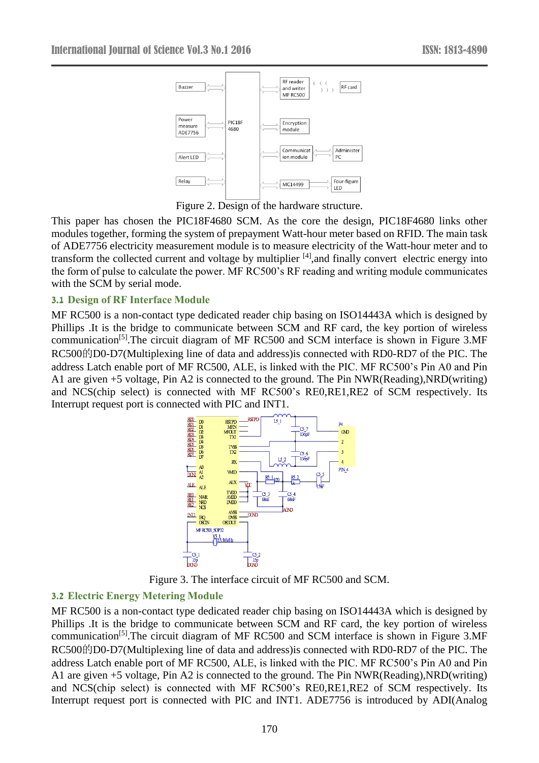Figure 2. Design of the hardware structure.

This paper has chosen the PIC18F4680 SCM. As the core the design, PIC18F4680 links other modules together, forming the system of prepayment Watt-hour meter based on RFID. The main task of ADE7756 electricity measurement module is to measure electricity of the Watt-hour meter and to transform the collected current and voltage by multiplier [4],and finally convert electric energy into the form of pulse to calculate the power. MF RC500's RF reading and writing module communicates with the SCM by serial mode.

### 3.1 Design of RF Interface Module

MF RC500 is a non-contact type dedicated reader chip basing on ISO14443A which is designed by Phillips .It is the bridge to communicate between SCM and RF card, the key portion of wireless communication[5].The circuit diagram of MF RC500 and SCM interface is shown in Figure 3.MF RC500的D0-D7(Multiplexing line of data and address)is connected with RD0-RD7 of the PIC. The address Latch enable port of MF RC500, ALE, is linked with the PIC. MF RC500's Pin A0 and Pin A1 are given +5 voltage, Pin A2 is connected to the ground. The Pin NWR(Reading),NRD(writing) and NCS(chip select) is connected with MF RC500's RE0,RE1,RE2 of SCM respectively. Its Interrupt request port is connected with PIC and INT1.

Figure 3. The interface circuit of MF RC500 and SCM.

### 3.2 Electric Energy Metering Module

MF RC500 is a non-contact type dedicated reader chip basing on ISO14443A which is designed by Phillips .It is the bridge to communicate between SCM and RF card, the key portion of wireless communication[5].The circuit diagram of MF RC500 and SCM interface is shown in Figure 3.MF RC500的D0-D7(Multiplexing line of data and address)is connected with RD0-RD7 of the PIC. The address Latch enable port of MF RC500, ALE, is linked with the PIC. MF RC500's Pin A0 and Pin A1 are given +5 voltage, Pin A2 is connected to the ground. The Pin NWR(Reading),NRD(writing) and NCS(chip select) is connected with MF RC500's RE0,RE1,RE2 of SCM respectively. Its Interrupt request port is connected with PIC and INT1. ADE7756 is introduced by ADI(Analog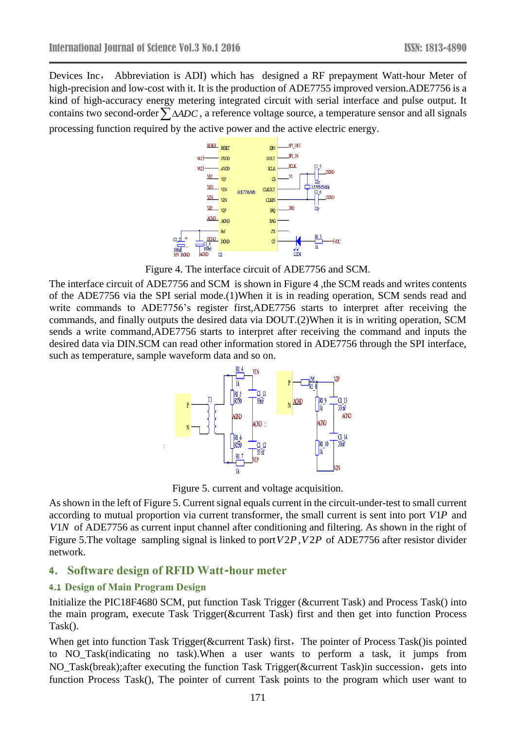Devices Inc， Abbreviation is ADI) which has designed a RF prepayment Watt-hour Meter of high-precision and low-cost with it. It is the production of ADE7755 improved version.ADE7756 is a kind of high-accuracy energy metering integrated circuit with serial interface and pulse output. It contains two second-order $\sum \Delta ADC$, a reference voltage source, a temperature sensor and all signals processing function required by the active power and the active electric energy.

Figure 4. The interface circuit of ADE7756 and SCM.

The interface circuit of ADE7756 and SCM is shown in Figure 4 ,the SCM reads and writes contents of the ADE7756 via the SPI serial mode.(1)When it is in reading operation, SCM sends read and write commands to ADE7756's register first,ADE7756 starts to interpret after receiving the commands, and finally outputs the desired data via DOUT.(2)When it is in writing operation, SCM sends a write command,ADE7756 starts to interpret after receiving the command and inputs the desired data via DIN.SCM can read other information stored in ADE7756 through the SPI interface, such as temperature, sample waveform data and so on.

Figure 5. current and voltage acquisition.

As shown in the left of Figure 5. Current signal equals current in the circuit-under-test to small current according to mutual proportion via current transformer, the small current is sent into port $V1P$ and $V1N$ of ADE7756 as current input channel after conditioning and filtering. As shown in the right of Figure 5.The voltage sampling signal is linked to port $V2P$, $V2P$ of ADE7756 after resistor divider network.

## 4. Software design of RFID Watt-hour meter

### 4.1 Design of Main Program Design

Initialize the PIC18F4680 SCM, put function Task Trigger (&current Task) and Process Task() into the main program, execute Task Trigger(&current Task) first and then get into function Process Task().

When get into function Task Trigger(&current Task) first，The pointer of Process Task()is pointed to NO_Task(indicating no task).When a user wants to perform a task, it jumps from NO_Task(break);after executing the function Task Trigger(&current Task)in succession，gets into function Process Task(), The pointer of current Task points to the program which user want to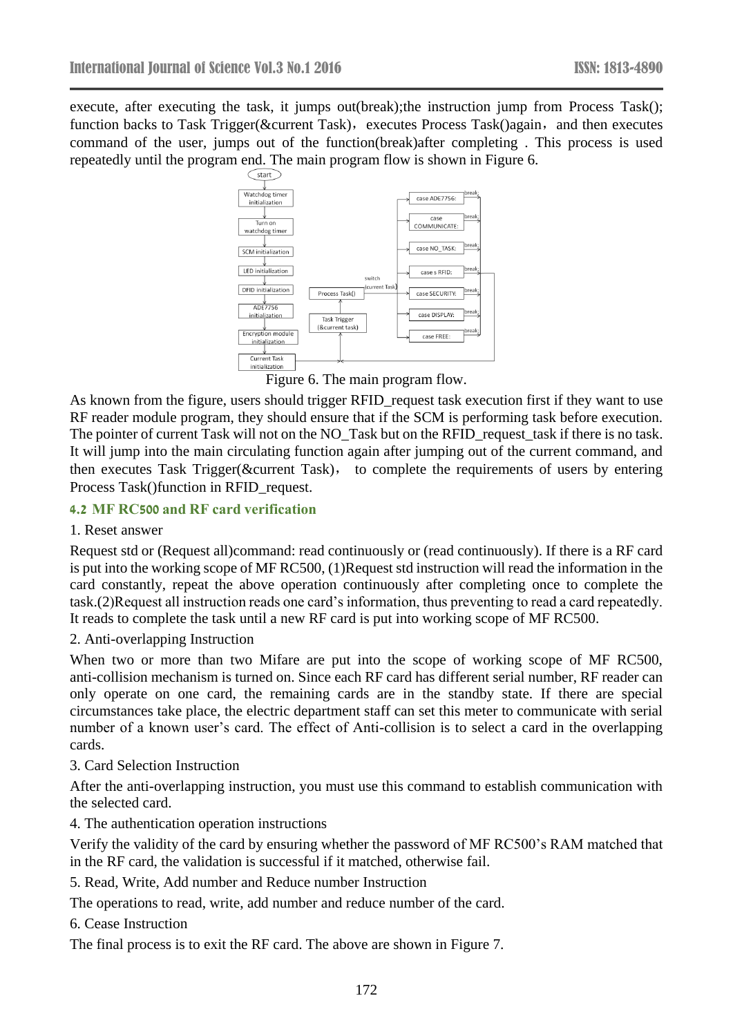execute, after executing the task, it jumps out(break);the instruction jump from Process Task(); function backs to Task Trigger(&current Task)，executes Process Task()again，and then executes command of the user, jumps out of the function(break)after completing . This process is used repeatedly until the program end. The main program flow is shown in Figure 6.

Figure 6. The main program flow.

As known from the figure, users should trigger RFID_request task execution first if they want to use RF reader module program, they should ensure that if the SCM is performing task before execution. The pointer of current Task will not on the NO_Task but on the RFID_request_task if there is no task. It will jump into the main circulating function again after jumping out of the current command, and then executes Task Trigger(&current Task)， to complete the requirements of users by entering Process Task()function in RFID_request.

### 4.2 MF RC500 and RF card verification

1. Reset answer

Request std or (Request all)command: read continuously or (read continuously). If there is a RF card is put into the working scope of MF RC500, (1)Request std instruction will read the information in the card constantly, repeat the above operation continuously after completing once to complete the task.(2)Request all instruction reads one card's information, thus preventing to read a card repeatedly. It reads to complete the task until a new RF card is put into working scope of MF RC500.

2. Anti-overlapping Instruction

When two or more than two Mifare are put into the scope of working scope of MF RC500, anti-collision mechanism is turned on. Since each RF card has different serial number, RF reader can only operate on one card, the remaining cards are in the standby state. If there are special circumstances take place, the electric department staff can set this meter to communicate with serial number of a known user's card. The effect of Anti-collision is to select a card in the overlapping cards.

3. Card Selection Instruction

After the anti-overlapping instruction, you must use this command to establish communication with the selected card.

4. The authentication operation instructions

Verify the validity of the card by ensuring whether the password of MF RC500's RAM matched that in the RF card, the validation is successful if it matched, otherwise fail.

5. Read, Write, Add number and Reduce number Instruction

The operations to read, write, add number and reduce number of the card.

6. Cease Instruction

The final process is to exit the RF card. The above are shown in Figure 7.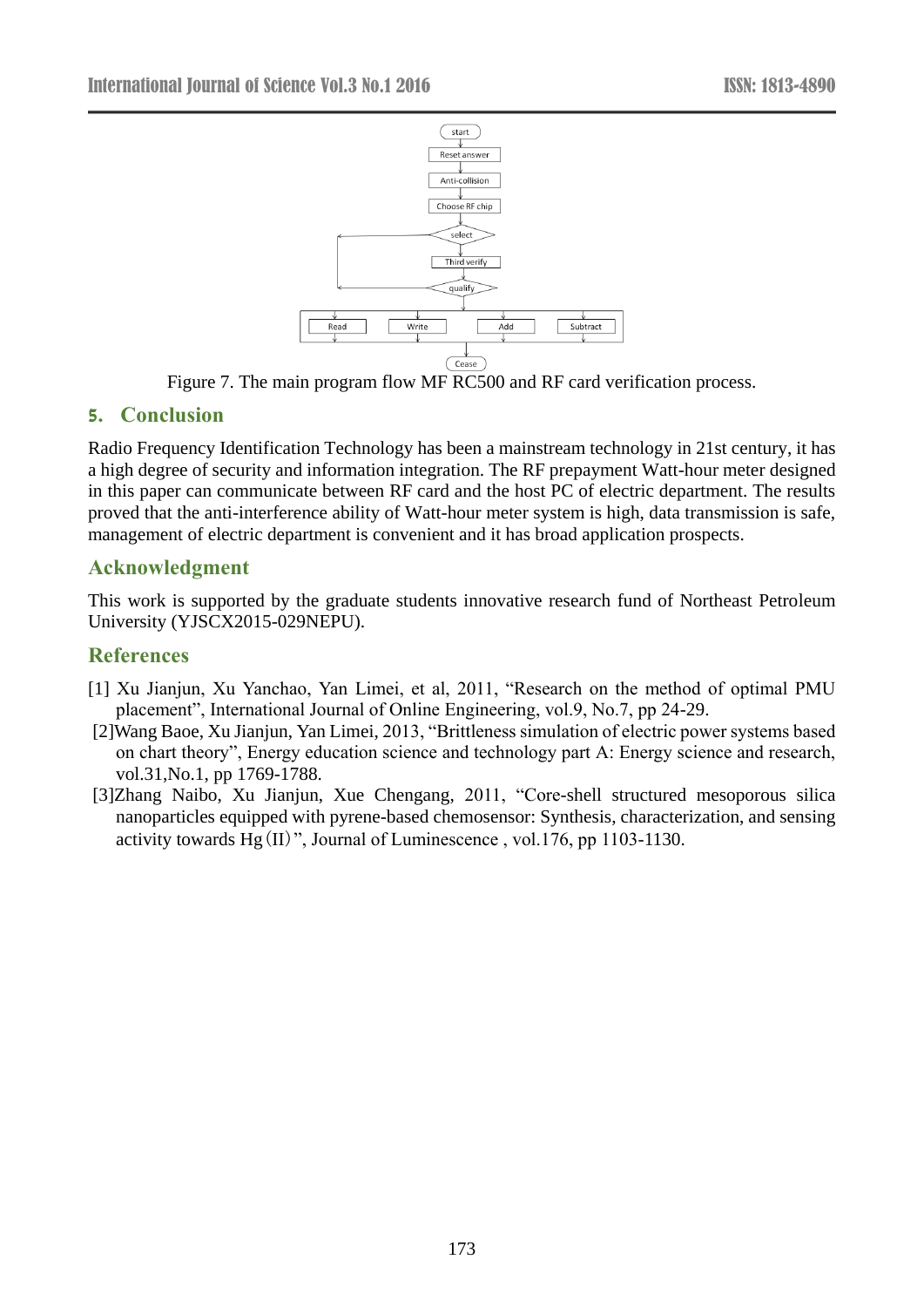start

Reset answer

Anti-collision

Choose RF chip

select

Third verify

qualify

Read

Write

Add

Subtract

Cease

Figure 7. The main program flow MF RC500 and RF card verification process.

## 5. Conclusion

Radio Frequency Identification Technology has been a mainstream technology in 21st century, it has a high degree of security and information integration. The RF prepayment Watt-hour meter designed in this paper can communicate between RF card and the host PC of electric department. The results proved that the anti-interference ability of Watt-hour meter system is high, data transmission is safe, management of electric department is convenient and it has broad application prospects.

## Acknowledgment

This work is supported by the graduate students innovative research fund of Northeast Petroleum University (YJSCX2015-029NEPU).

## References

[1] Xu Jianjun, Xu Yanchao, Yan Limei, et al, 2011, "Research on the method of optimal PMU placement", International Journal of Online Engineering, vol.9, No.7, pp 24-29.

[2]Wang Baoe, Xu Jianjun, Yan Limei, 2013, "Brittleness simulation of electric power systems based on chart theory", Energy education science and technology part A: Energy science and research, vol.31,No.1, pp 1769-1788.

[3]Zhang Naibo, Xu Jianjun, Xue Chengang, 2011, "Core-shell structured mesoporous silica nanoparticles equipped with pyrene-based chemosensor: Synthesis, characterization, and sensing activity towards Hg（II）", Journal of Luminescence , vol.176, pp 1103-1130.